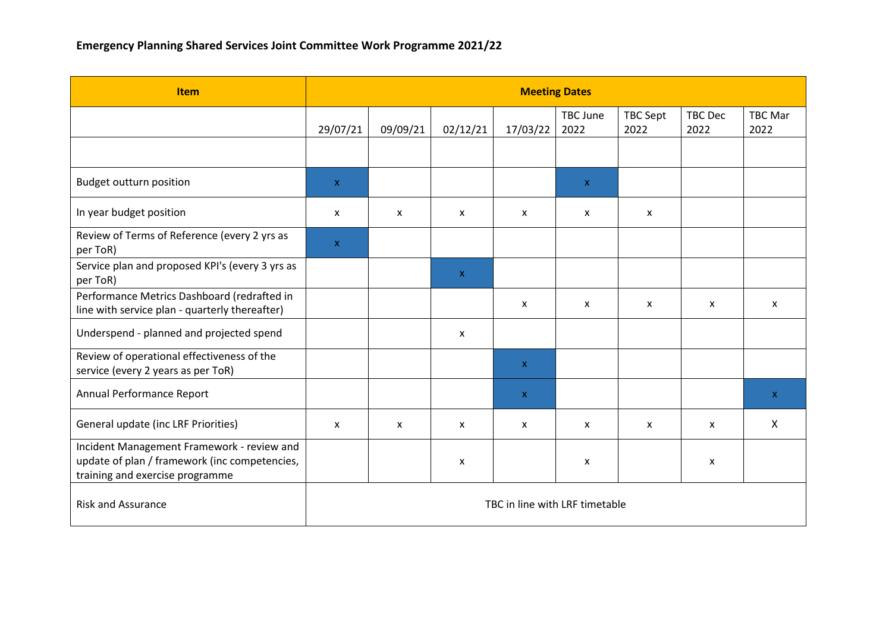**Emergency Planning Shared Services Joint Committee Work Programme 2021/22**

| Item | Meeting Dates | | | | | | | |
|---|---|---|---|---|---|---|---|---|
| | 29/07/21 | 09/09/21 | 02/12/21 | 17/03/22 | TBC June 2022 | TBC Sept 2022 | TBC Dec 2022 | TBC Mar 2022 |
| | | | | | | | | |
| Budget outturn position | x | | | | x | | | |
| In year budget position | x | x | x | x | x | x | | |
| Review of Terms of Reference (every 2 yrs as per ToR) | x | | | | | | | |
| Service plan and proposed KPI's (every 3 yrs as per ToR) | | | x | | | | | |
| Performance Metrics Dashboard (redrafted in line with service plan - quarterly thereafter) | | | | x | x | x | x | x |
| Underspend - planned and projected spend | | | x | | | | | |
| Review of operational effectiveness of the service (every 2 years as per ToR) | | | | x | | | | |
| Annual Performance Report | | | | x | | | | x |
| General update (inc LRF Priorities) | x | x | x | x | x | x | x | X |
| Incident Management Framework - review and update of plan / framework (inc competencies, training and exercise programme | | | x | | x | | x | |
| Risk and Assurance | TBC in line with LRF timetable | | | | | | | |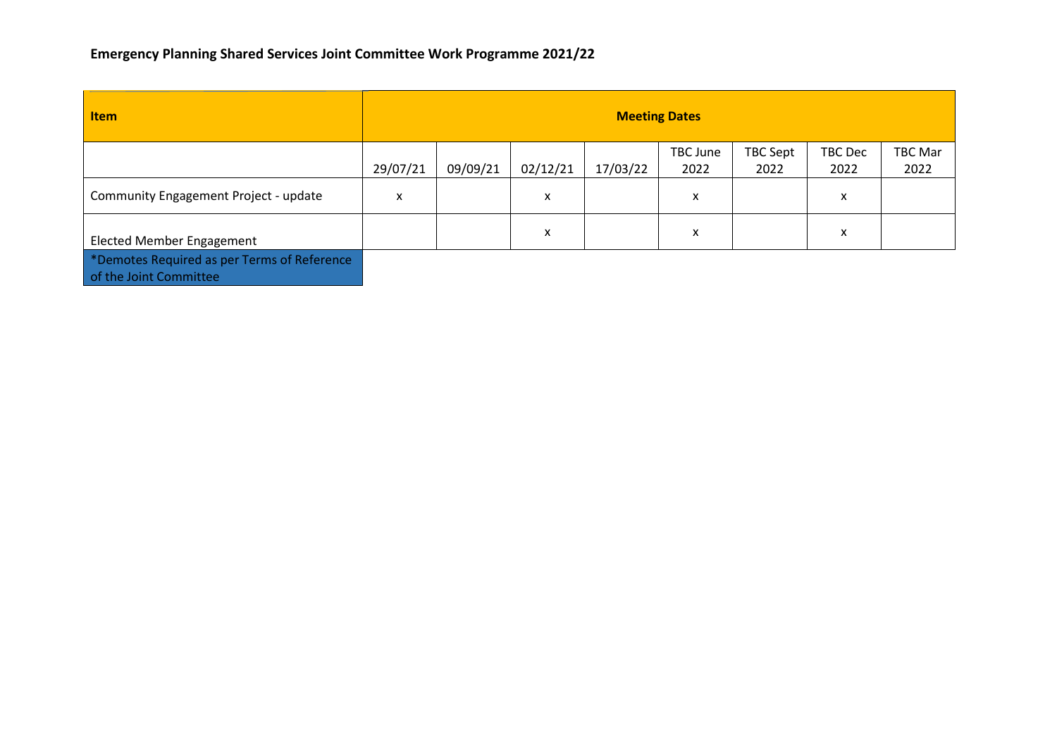**Emergency Planning Shared Services Joint Committee Work Programme 2021/22**

| Item | Meeting Dates | | | | | | | |
|---|---|---|---|---|---|---|---|---|
| | 29/07/21 | 09/09/21 | 02/12/21 | 17/03/22 | TBC June 2022 | TBC Sept 2022 | TBC Dec 2022 | TBC Mar 2022 |
| Community Engagement Project - update | x | | x | | x | | x | |
| Elected Member Engagement | | | x | | x | | x | |

*Demotes Required as per Terms of Reference of the Joint Committee